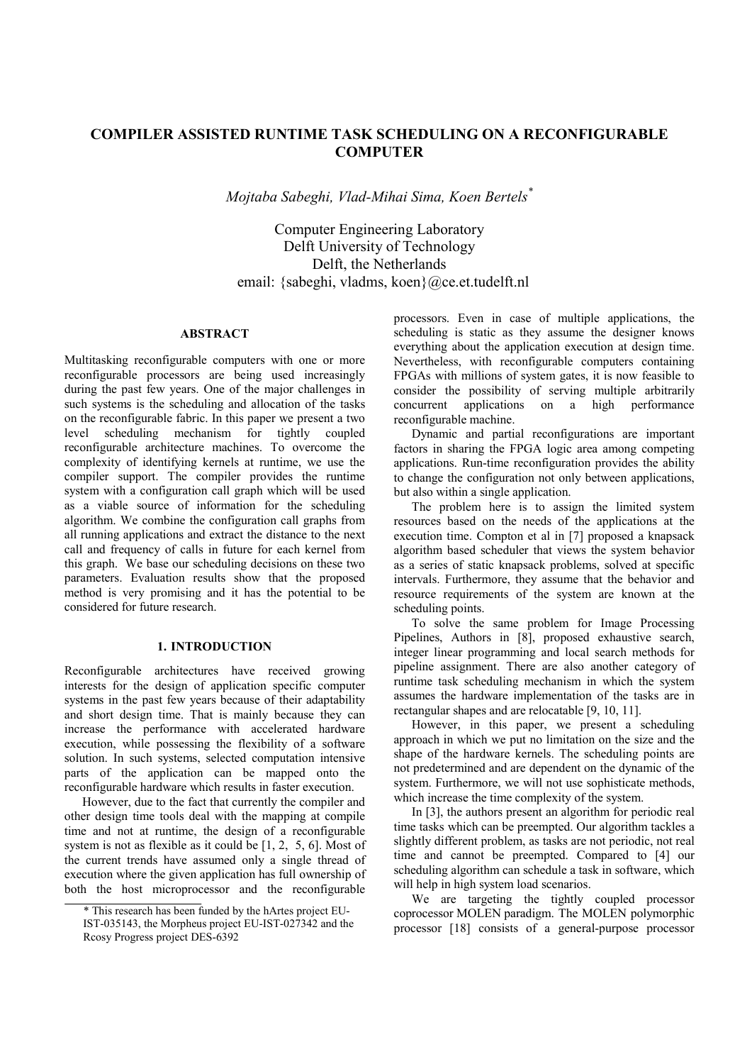# COMPILER ASSISTED RUNTIME TASK SCHEDULING ON A RECONFIGURABLE COMPUTER

*Mojtaba Sabeghi, Vlad-Mihai Sima, Koen Bertels**

Computer Engineering Laboratory
Delft University of Technology
Delft, the Netherlands
email: {sabeghi, vladms, koen}@ce.et.tudelft.nl

## ABSTRACT

Multitasking reconfigurable computers with one or more reconfigurable processors are being used increasingly during the past few years. One of the major challenges in such systems is the scheduling and allocation of the tasks on the reconfigurable fabric. In this paper we present a two level scheduling mechanism for tightly coupled reconfigurable architecture machines. To overcome the complexity of identifying kernels at runtime, we use the compiler support. The compiler provides the runtime system with a configuration call graph which will be used as a viable source of information for the scheduling algorithm. We combine the configuration call graphs from all running applications and extract the distance to the next call and frequency of calls in future for each kernel from this graph. We base our scheduling decisions on these two parameters. Evaluation results show that the proposed method is very promising and it has the potential to be considered for future research.

## 1. INTRODUCTION

Reconfigurable architectures have received growing interests for the design of application specific computer systems in the past few years because of their adaptability and short design time. That is mainly because they can increase the performance with accelerated hardware execution, while possessing the flexibility of a software solution. In such systems, selected computation intensive parts of the application can be mapped onto the reconfigurable hardware which results in faster execution.

However, due to the fact that currently the compiler and other design time tools deal with the mapping at compile time and not at runtime, the design of a reconfigurable system is not as flexible as it could be [1, 2, 5, 6]. Most of the current trends have assumed only a single thread of execution where the given application has full ownership of both the host microprocessor and the reconfigurable processors. Even in case of multiple applications, the scheduling is static as they assume the designer knows everything about the application execution at design time. Nevertheless, with reconfigurable computers containing FPGAs with millions of system gates, it is now feasible to consider the possibility of serving multiple arbitrarily concurrent applications on a high performance reconfigurable machine.

Dynamic and partial reconfigurations are important factors in sharing the FPGA logic area among competing applications. Run-time reconfiguration provides the ability to change the configuration not only between applications, but also within a single application.

The problem here is to assign the limited system resources based on the needs of the applications at the execution time. Compton et al in [7] proposed a knapsack algorithm based scheduler that views the system behavior as a series of static knapsack problems, solved at specific intervals. Furthermore, they assume that the behavior and resource requirements of the system are known at the scheduling points.

To solve the same problem for Image Processing Pipelines, Authors in [8], proposed exhaustive search, integer linear programming and local search methods for pipeline assignment. There are also another category of runtime task scheduling mechanism in which the system assumes the hardware implementation of the tasks are in rectangular shapes and are relocatable [9, 10, 11].

However, in this paper, we present a scheduling approach in which we put no limitation on the size and the shape of the hardware kernels. The scheduling points are not predetermined and are dependent on the dynamic of the system. Furthermore, we will not use sophisticate methods, which increase the time complexity of the system.

In [3], the authors present an algorithm for periodic real time tasks which can be preempted. Our algorithm tackles a slightly different problem, as tasks are not periodic, not real time and cannot be preempted. Compared to [4] our scheduling algorithm can schedule a task in software, which will help in high system load scenarios.

We are targeting the tightly coupled processor coprocessor MOLEN paradigm. The MOLEN polymorphic processor [18] consists of a general-purpose processor

* This research has been funded by the hArtes project EU-IST-035143, the Morpheus project EU-IST-027342 and the Rcosy Progress project DES-6392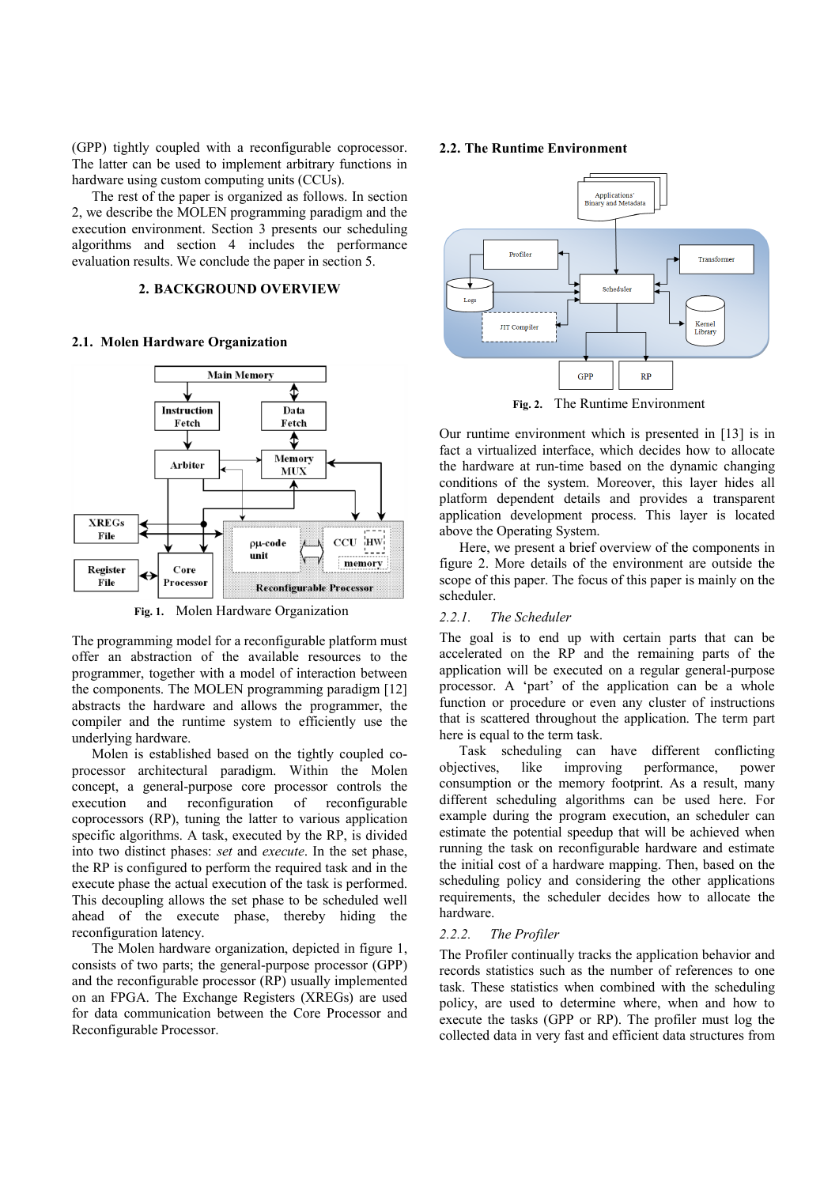(GPP) tightly coupled with a reconfigurable coprocessor. The latter can be used to implement arbitrary functions in hardware using custom computing units (CCUs).

The rest of the paper is organized as follows. In section 2, we describe the MOLEN programming paradigm and the execution environment. Section 3 presents our scheduling algorithms and section 4 includes the performance evaluation results. We conclude the paper in section 5.

## 2. BACKGROUND OVERVIEW

### 2.1. Molen Hardware Organization

Fig. 1. Molen Hardware Organization

The programming model for a reconfigurable platform must offer an abstraction of the available resources to the programmer, together with a model of interaction between the components. The MOLEN programming paradigm [12] abstracts the hardware and allows the programmer, the compiler and the runtime system to efficiently use the underlying hardware.

Molen is established based on the tightly coupled co-processor architectural paradigm. Within the Molen concept, a general-purpose core processor controls the execution and reconfiguration of reconfigurable coprocessors (RP), tuning the latter to various application specific algorithms. A task, executed by the RP, is divided into two distinct phases: *set* and *execute*. In the set phase, the RP is configured to perform the required task and in the execute phase the actual execution of the task is performed. This decoupling allows the set phase to be scheduled well ahead of the execute phase, thereby hiding the reconfiguration latency.

The Molen hardware organization, depicted in figure 1, consists of two parts; the general-purpose processor (GPP) and the reconfigurable processor (RP) usually implemented on an FPGA. The Exchange Registers (XREGs) are used for data communication between the Core Processor and Reconfigurable Processor.

### 2.2. The Runtime Environment

Fig. 2. The Runtime Environment

Our runtime environment which is presented in [13] is in fact a virtualized interface, which decides how to allocate the hardware at run-time based on the dynamic changing conditions of the system. Moreover, this layer hides all platform dependent details and provides a transparent application development process. This layer is located above the Operating System.

Here, we present a brief overview of the components in figure 2. More details of the environment are outside the scope of this paper. The focus of this paper is mainly on the scheduler.

#### *2.2.1. The Scheduler*

The goal is to end up with certain parts that can be accelerated on the RP and the remaining parts of the application will be executed on a regular general-purpose processor. A 'part' of the application can be a whole function or procedure or even any cluster of instructions that is scattered throughout the application. The term part here is equal to the term task.

Task scheduling can have different conflicting objectives, like improving performance, power consumption or the memory footprint. As a result, many different scheduling algorithms can be used here. For example during the program execution, an scheduler can estimate the potential speedup that will be achieved when running the task on reconfigurable hardware and estimate the initial cost of a hardware mapping. Then, based on the scheduling policy and considering the other applications requirements, the scheduler decides how to allocate the hardware.

#### *2.2.2. The Profiler*

The Profiler continually tracks the application behavior and records statistics such as the number of references to one task. These statistics when combined with the scheduling policy, are used to determine where, when and how to execute the tasks (GPP or RP). The profiler must log the collected data in very fast and efficient data structures from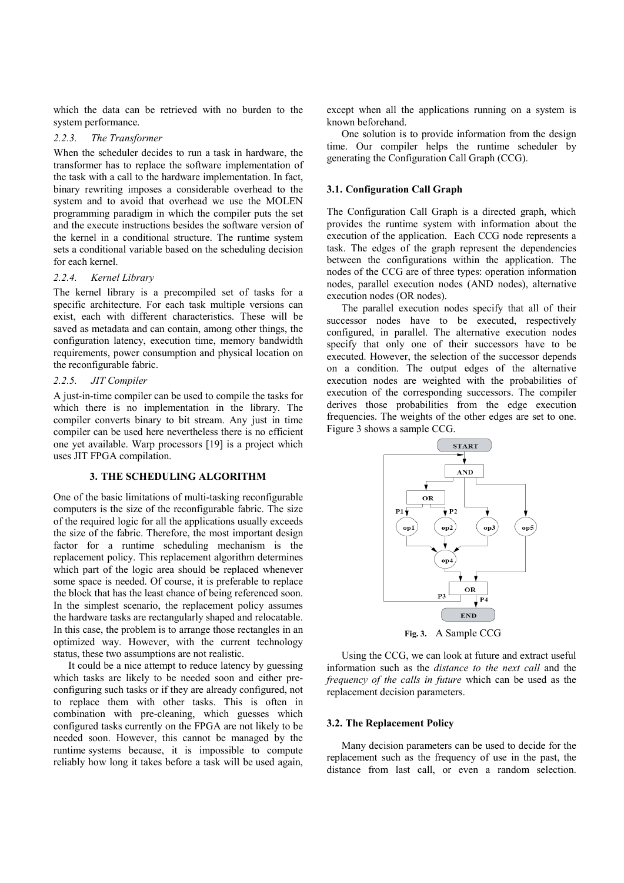which the data can be retrieved with no burden to the system performance.

#### *2.2.3. The Transformer*

When the scheduler decides to run a task in hardware, the transformer has to replace the software implementation of the task with a call to the hardware implementation. In fact, binary rewriting imposes a considerable overhead to the system and to avoid that overhead we use the MOLEN programming paradigm in which the compiler puts the set and the execute instructions besides the software version of the kernel in a conditional structure. The runtime system sets a conditional variable based on the scheduling decision for each kernel.

#### *2.2.4. Kernel Library*

The kernel library is a precompiled set of tasks for a specific architecture. For each task multiple versions can exist, each with different characteristics. These will be saved as metadata and can contain, among other things, the configuration latency, execution time, memory bandwidth requirements, power consumption and physical location on the reconfigurable fabric.

#### *2.2.5. JIT Compiler*

A just-in-time compiler can be used to compile the tasks for which there is no implementation in the library. The compiler converts binary to bit stream. Any just in time compiler can be used here nevertheless there is no efficient one yet available. Warp processors [19] is a project which uses JIT FPGA compilation.

## 3. THE SCHEDULING ALGORITHM

One of the basic limitations of multi-tasking reconfigurable computers is the size of the reconfigurable fabric. The size of the required logic for all the applications usually exceeds the size of the fabric. Therefore, the most important design factor for a runtime scheduling mechanism is the replacement policy. This replacement algorithm determines which part of the logic area should be replaced whenever some space is needed. Of course, it is preferable to replace the block that has the least chance of being referenced soon. In the simplest scenario, the replacement policy assumes the hardware tasks are rectangularly shaped and relocatable. In this case, the problem is to arrange those rectangles in an optimized way. However, with the current technology status, these two assumptions are not realistic.

It could be a nice attempt to reduce latency by guessing which tasks are likely to be needed soon and either pre-configuring such tasks or if they are already configured, not to replace them with other tasks. This is often in combination with pre-cleaning, which guesses which configured tasks currently on the FPGA are not likely to be needed soon. However, this cannot be managed by the runtime systems because, it is impossible to compute reliably how long it takes before a task will be used again, except when all the applications running on a system is known beforehand.

One solution is to provide information from the design time. Our compiler helps the runtime scheduler by generating the Configuration Call Graph (CCG).

### 3.1. Configuration Call Graph

The Configuration Call Graph is a directed graph, which provides the runtime system with information about the execution of the application. Each CCG node represents a task. The edges of the graph represent the dependencies between the configurations within the application. The nodes of the CCG are of three types: operation information nodes, parallel execution nodes (AND nodes), alternative execution nodes (OR nodes).

The parallel execution nodes specify that all of their successor nodes have to be executed, respectively configured, in parallel. The alternative execution nodes specify that only one of their successors have to be executed. However, the selection of the successor depends on a condition. The output edges of the alternative execution nodes are weighted with the probabilities of execution of the corresponding successors. The compiler derives those probabilities from the edge execution frequencies. The weights of the other edges are set to one. Figure 3 shows a sample CCG.

**Fig. 3.** A Sample CCG

Using the CCG, we can look at future and extract useful information such as the *distance to the next call* and the *frequency of the calls in future* which can be used as the replacement decision parameters.

### 3.2. The Replacement Policy

Many decision parameters can be used to decide for the replacement such as the frequency of use in the past, the distance from last call, or even a random selection.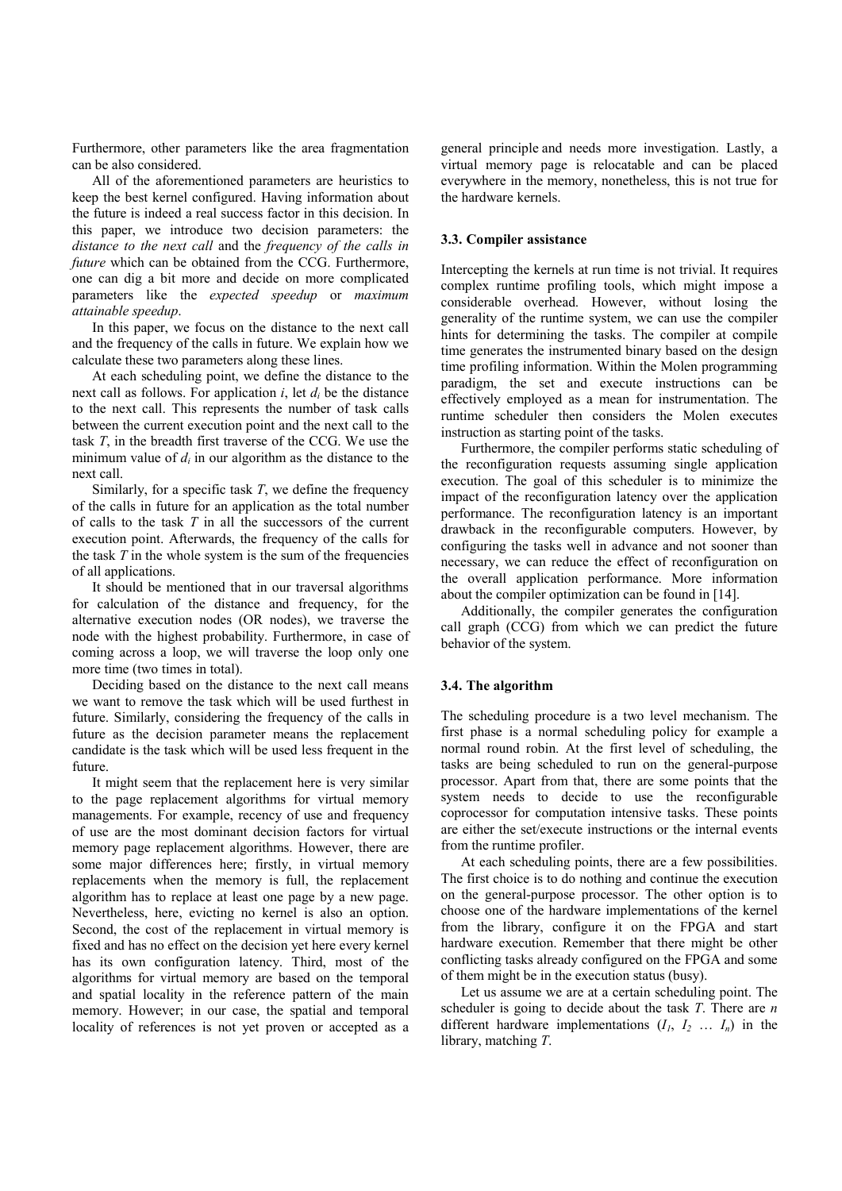Furthermore, other parameters like the area fragmentation can be also considered.

All of the aforementioned parameters are heuristics to keep the best kernel configured. Having information about the future is indeed a real success factor in this decision. In this paper, we introduce two decision parameters: the *distance to the next call* and the *frequency of the calls in future* which can be obtained from the CCG. Furthermore, one can dig a bit more and decide on more complicated parameters like the *expected speedup* or *maximum attainable speedup*.

In this paper, we focus on the distance to the next call and the frequency of the calls in future. We explain how we calculate these two parameters along these lines.

At each scheduling point, we define the distance to the next call as follows. For application *i*, let $d_i$ be the distance to the next call. This represents the number of task calls between the current execution point and the next call to the task *T*, in the breadth first traverse of the CCG. We use the minimum value of $d_i$ in our algorithm as the distance to the next call.

Similarly, for a specific task *T*, we define the frequency of the calls in future for an application as the total number of calls to the task *T* in all the successors of the current execution point. Afterwards, the frequency of the calls for the task *T* in the whole system is the sum of the frequencies of all applications.

It should be mentioned that in our traversal algorithms for calculation of the distance and frequency, for the alternative execution nodes (OR nodes), we traverse the node with the highest probability. Furthermore, in case of coming across a loop, we will traverse the loop only one more time (two times in total).

Deciding based on the distance to the next call means we want to remove the task which will be used furthest in future. Similarly, considering the frequency of the calls in future as the decision parameter means the replacement candidate is the task which will be used less frequent in the future.

It might seem that the replacement here is very similar to the page replacement algorithms for virtual memory managements. For example, recency of use and frequency of use are the most dominant decision factors for virtual memory page replacement algorithms. However, there are some major differences here; firstly, in virtual memory replacements when the memory is full, the replacement algorithm has to replace at least one page by a new page. Nevertheless, here, evicting no kernel is also an option. Second, the cost of the replacement in virtual memory is fixed and has no effect on the decision yet here every kernel has its own configuration latency. Third, most of the algorithms for virtual memory are based on the temporal and spatial locality in the reference pattern of the main memory. However; in our case, the spatial and temporal locality of references is not yet proven or accepted as a general principle and needs more investigation. Lastly, a virtual memory page is relocatable and can be placed everywhere in the memory, nonetheless, this is not true for the hardware kernels.

### 3.3. Compiler assistance

Intercepting the kernels at run time is not trivial. It requires complex runtime profiling tools, which might impose a considerable overhead. However, without losing the generality of the runtime system, we can use the compiler hints for determining the tasks. The compiler at compile time generates the instrumented binary based on the design time profiling information. Within the Molen programming paradigm, the set and execute instructions can be effectively employed as a mean for instrumentation. The runtime scheduler then considers the Molen executes instruction as starting point of the tasks.

Furthermore, the compiler performs static scheduling of the reconfiguration requests assuming single application execution. The goal of this scheduler is to minimize the impact of the reconfiguration latency over the application performance. The reconfiguration latency is an important drawback in the reconfigurable computers. However, by configuring the tasks well in advance and not sooner than necessary, we can reduce the effect of reconfiguration on the overall application performance. More information about the compiler optimization can be found in [14].

Additionally, the compiler generates the configuration call graph (CCG) from which we can predict the future behavior of the system.

### 3.4. The algorithm

The scheduling procedure is a two level mechanism. The first phase is a normal scheduling policy for example a normal round robin. At the first level of scheduling, the tasks are being scheduled to run on the general-purpose processor. Apart from that, there are some points that the system needs to decide to use the reconfigurable coprocessor for computation intensive tasks. These points are either the set/execute instructions or the internal events from the runtime profiler.

At each scheduling points, there are a few possibilities. The first choice is to do nothing and continue the execution on the general-purpose processor. The other option is to choose one of the hardware implementations of the kernel from the library, configure it on the FPGA and start hardware execution. Remember that there might be other conflicting tasks already configured on the FPGA and some of them might be in the execution status (busy).

Let us assume we are at a certain scheduling point. The scheduler is going to decide about the task *T*. There are *n* different hardware implementations ($I_1$, $I_2$ … $I_n$) in the library, matching *T*.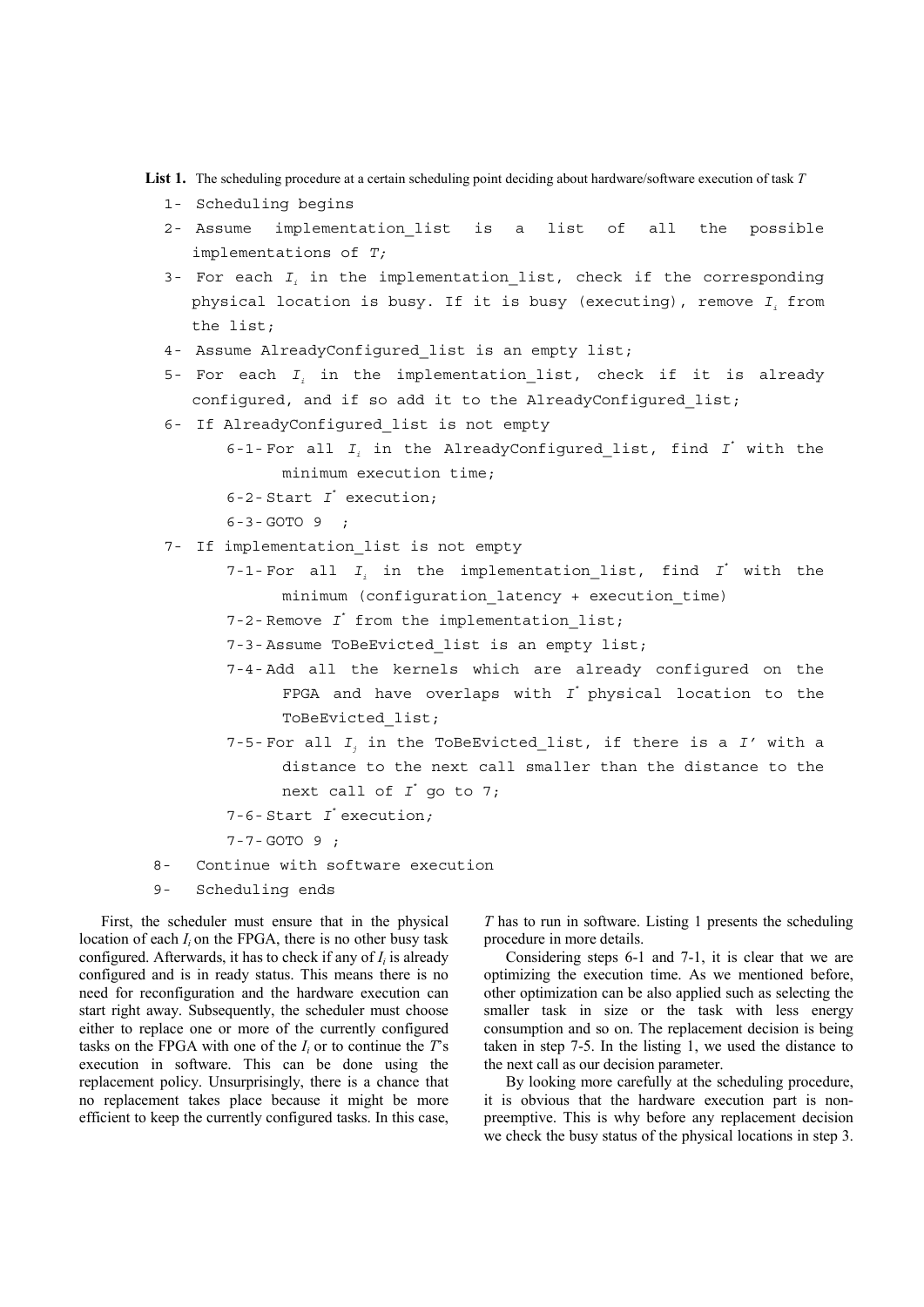**List 1.** The scheduling procedure at a certain scheduling point deciding about hardware/software execution of task *T*

```
1- Scheduling begins
2- Assume implementation_list is a list of all the possible
   implementations of T;
3- For each Ii in the implementation_list, check if the corresponding
   physical location is busy. If it is busy (executing), remove Ii from
   the list;
4- Assume AlreadyConfigured_list is an empty list;
5- For each Ii in the implementation_list, check if it is already
   configured, and if so add it to the AlreadyConfigured_list;
6- If AlreadyConfigured_list is not empty
      6-1- For all Ii in the AlreadyConfigured_list, find I* with the
           minimum execution time;
      6-2- Start I* execution;
      6-3- GOTO 9 ;
7- If implementation_list is not empty
      7-1- For all Ii in the implementation_list, find I* with the
           minimum (configuration_latency + execution_time)
      7-2- Remove I* from the implementation_list;
      7-3- Assume ToBeEvicted_list is an empty list;
      7-4- Add all the kernels which are already configured on the
           FPGA and have overlaps with I* physical location to the
           ToBeEvicted_list;
      7-5- For all Ij in the ToBeEvicted_list, if there is a I' with a
           distance to the next call smaller than the distance to the
           next call of I* go to 7;
      7-6- Start I* execution;
      7-7- GOTO 9 ;
8- Continue with software execution
9- Scheduling ends
```

First, the scheduler must ensure that in the physical location of each $I_i$ on the FPGA, there is no other busy task configured. Afterwards, it has to check if any of $I_i$ is already configured and is in ready status. This means there is no need for reconfiguration and the hardware execution can start right away. Subsequently, the scheduler must choose either to replace one or more of the currently configured tasks on the FPGA with one of the $I_i$ or to continue the *T*'s execution in software. This can be done using the replacement policy. Unsurprisingly, there is a chance that no replacement takes place because it might be more efficient to keep the currently configured tasks. In this case, *T* has to run in software. Listing 1 presents the scheduling procedure in more details.

Considering steps 6-1 and 7-1, it is clear that we are optimizing the execution time. As we mentioned before, other optimization can be also applied such as selecting the smaller task in size or the task with less energy consumption and so on. The replacement decision is being taken in step 7-5. In the listing 1, we used the distance to the next call as our decision parameter.

By looking more carefully at the scheduling procedure, it is obvious that the hardware execution part is non-preemptive. This is why before any replacement decision we check the busy status of the physical locations in step 3.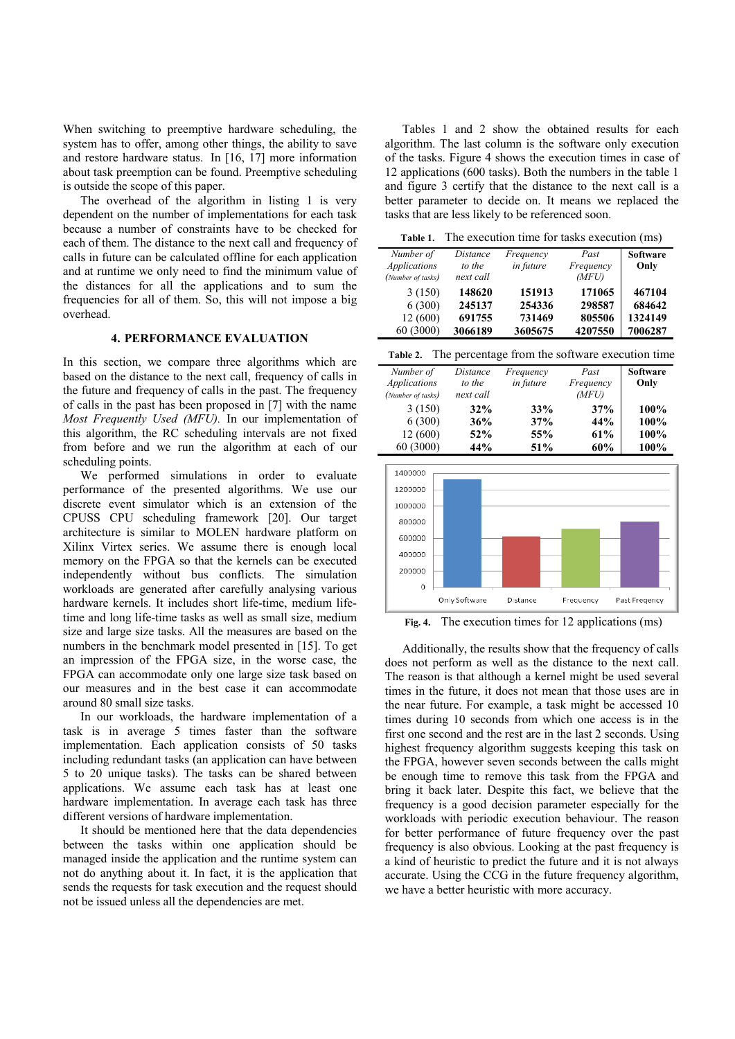When switching to preemptive hardware scheduling, the system has to offer, among other things, the ability to save and restore hardware status. In [16, 17] more information about task preemption can be found. Preemptive scheduling is outside the scope of this paper.

The overhead of the algorithm in listing 1 is very dependent on the number of implementations for each task because a number of constraints have to be checked for each of them. The distance to the next call and frequency of calls in future can be calculated offline for each application and at runtime we only need to find the minimum value of the distances for all the applications and to sum the frequencies for all of them. So, this will not impose a big overhead.

## 4. PERFORMANCE EVALUATION

In this section, we compare three algorithms which are based on the distance to the next call, frequency of calls in the future and frequency of calls in the past. The frequency of calls in the past has been proposed in [7] with the name *Most Frequently Used (MFU).* In our implementation of this algorithm, the RC scheduling intervals are not fixed from before and we run the algorithm at each of our scheduling points.

We performed simulations in order to evaluate performance of the presented algorithms. We use our discrete event simulator which is an extension of the CPUSS CPU scheduling framework [20]. Our target architecture is similar to MOLEN hardware platform on Xilinx Virtex series. We assume there is enough local memory on the FPGA so that the kernels can be executed independently without bus conflicts. The simulation workloads are generated after carefully analysing various hardware kernels. It includes short life-time, medium life-time and long life-time tasks as well as small size, medium size and large size tasks. All the measures are based on the numbers in the benchmark model presented in [15]. To get an impression of the FPGA size, in the worse case, the FPGA can accommodate only one large size task based on our measures and in the best case it can accommodate around 80 small size tasks.

In our workloads, the hardware implementation of a task is in average 5 times faster than the software implementation. Each application consists of 50 tasks including redundant tasks (an application can have between 5 to 20 unique tasks). The tasks can be shared between applications. We assume each task has at least one hardware implementation. In average each task has three different versions of hardware implementation.

It should be mentioned here that the data dependencies between the tasks within one application should be managed inside the application and the runtime system can not do anything about it. In fact, it is the application that sends the requests for task execution and the request should not be issued unless all the dependencies are met.

Tables 1 and 2 show the obtained results for each algorithm. The last column is the software only execution of the tasks. Figure 4 shows the execution times in case of 12 applications (600 tasks). Both the numbers in the table 1 and figure 3 certify that the distance to the next call is a better parameter to decide on. It means we replaced the tasks that are less likely to be referenced soon.

**Table 1.** The execution time for tasks execution (ms)

| *Number of Applications (Number of tasks)* | *Distance to the next call* | *Frequency in future* | *Past Frequency (MFU)* | **Software Only** |
|---|---|---|---|---|
| 3 (150) | **148620** | **151913** | **171065** | **467104** |
| 6 (300) | **245137** | **254336** | **298587** | **684642** |
| 12 (600) | **691755** | **731469** | **805506** | **1324149** |
| 60 (3000) | **3066189** | **3605675** | **4207550** | **7006287** |

**Table 2.** The percentage from the software execution time

| *Number of Applications (Number of tasks)* | *Distance to the next call* | *Frequency in future* | *Past Frequency (MFU)* | **Software Only** |
|---|---|---|---|---|
| 3 (150) | **32%** | **33%** | **37%** | **100%** |
| 6 (300) | **36%** | **37%** | **44%** | **100%** |
| 12 (600) | **52%** | **55%** | **61%** | **100%** |
| 60 (3000) | **44%** | **51%** | **60%** | **100%** |

**Fig. 4.** The execution times for 12 applications (ms)

Additionally, the results show that the frequency of calls does not perform as well as the distance to the next call. The reason is that although a kernel might be used several times in the future, it does not mean that those uses are in the near future. For example, a task might be accessed 10 times during 10 seconds from which one access is in the first one second and the rest are in the last 2 seconds. Using highest frequency algorithm suggests keeping this task on the FPGA, however seven seconds between the calls might be enough time to remove this task from the FPGA and bring it back later. Despite this fact, we believe that the frequency is a good decision parameter especially for the workloads with periodic execution behaviour. The reason for better performance of future frequency over the past frequency is also obvious. Looking at the past frequency is a kind of heuristic to predict the future and it is not always accurate. Using the CCG in the future frequency algorithm, we have a better heuristic with more accuracy.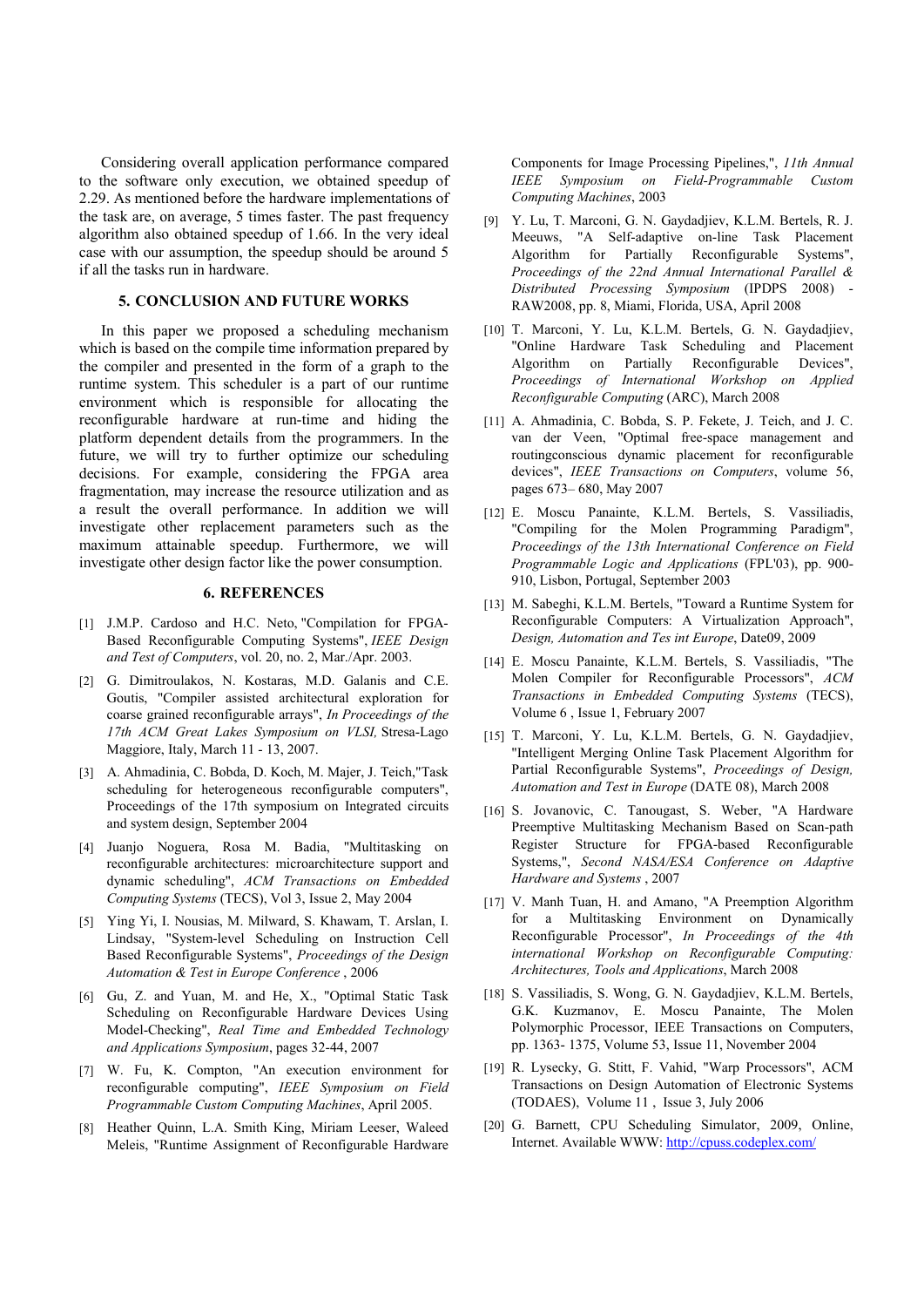Considering overall application performance compared to the software only execution, we obtained speedup of 2.29. As mentioned before the hardware implementations of the task are, on average, 5 times faster. The past frequency algorithm also obtained speedup of 1.66. In the very ideal case with our assumption, the speedup should be around 5 if all the tasks run in hardware.

## 5. CONCLUSION AND FUTURE WORKS

In this paper we proposed a scheduling mechanism which is based on the compile time information prepared by the compiler and presented in the form of a graph to the runtime system. This scheduler is a part of our runtime environment which is responsible for allocating the reconfigurable hardware at run-time and hiding the platform dependent details from the programmers. In the future, we will try to further optimize our scheduling decisions. For example, considering the FPGA area fragmentation, may increase the resource utilization and as a result the overall performance. In addition we will investigate other replacement parameters such as the maximum attainable speedup. Furthermore, we will investigate other design factor like the power consumption.

## 6. REFERENCES

[1] J.M.P. Cardoso and H.C. Neto, "Compilation for FPGA-Based Reconfigurable Computing Systems", *IEEE Design and Test of Computers*, vol. 20, no. 2, Mar./Apr. 2003.

[2] G. Dimitroulakos, N. Kostaras, M.D. Galanis and C.E. Goutis, "Compiler assisted architectural exploration for coarse grained reconfigurable arrays", *In Proceedings of the 17th ACM Great Lakes Symposium on VLSI,* Stresa-Lago Maggiore, Italy, March 11 - 13, 2007.

[3] A. Ahmadinia, C. Bobda, D. Koch, M. Majer, J. Teich,"Task scheduling for heterogeneous reconfigurable computers", Proceedings of the 17th symposium on Integrated circuits and system design, September 2004

[4] Juanjo Noguera, Rosa M. Badia, "Multitasking on reconfigurable architectures: microarchitecture support and dynamic scheduling", *ACM Transactions on Embedded Computing Systems* (TECS), Vol 3, Issue 2, May 2004

[5] Ying Yi, I. Nousias, M. Milward, S. Khawam, T. Arslan, I. Lindsay, "System-level Scheduling on Instruction Cell Based Reconfigurable Systems", *Proceedings of the Design Automation & Test in Europe Conference* , 2006

[6] Gu, Z. and Yuan, M. and He, X., "Optimal Static Task Scheduling on Reconfigurable Hardware Devices Using Model-Checking", *Real Time and Embedded Technology and Applications Symposium*, pages 32-44, 2007

[7] W. Fu, K. Compton, "An execution environment for reconfigurable computing", *IEEE Symposium on Field Programmable Custom Computing Machines*, April 2005.

[8] Heather Quinn, L.A. Smith King, Miriam Leeser, Waleed Meleis, "Runtime Assignment of Reconfigurable Hardware Components for Image Processing Pipelines,", *11th Annual IEEE Symposium on Field-Programmable Custom Computing Machines*, 2003

[9] Y. Lu, T. Marconi, G. N. Gaydadjiev, K.L.M. Bertels, R. J. Meeuws, "A Self-adaptive on-line Task Placement Algorithm for Partially Reconfigurable Systems", *Proceedings of the 22nd Annual International Parallel & Distributed Processing Symposium* (IPDPS 2008) - RAW2008, pp. 8, Miami, Florida, USA, April 2008

[10] T. Marconi, Y. Lu, K.L.M. Bertels, G. N. Gaydadjiev, "Online Hardware Task Scheduling and Placement Algorithm on Partially Reconfigurable Devices", *Proceedings of International Workshop on Applied Reconfigurable Computing* (ARC), March 2008

[11] A. Ahmadinia, C. Bobda, S. P. Fekete, J. Teich, and J. C. van der Veen, "Optimal free-space management and routingconscious dynamic placement for reconfigurable devices", *IEEE Transactions on Computers*, volume 56, pages 673– 680, May 2007

[12] E. Moscu Panainte, K.L.M. Bertels, S. Vassiliadis, "Compiling for the Molen Programming Paradigm", *Proceedings of the 13th International Conference on Field Programmable Logic and Applications* (FPL'03), pp. 900-910, Lisbon, Portugal, September 2003

[13] M. Sabeghi, K.L.M. Bertels, "Toward a Runtime System for Reconfigurable Computers: A Virtualization Approach", *Design, Automation and Tes int Europe*, Date09, 2009

[14] E. Moscu Panainte, K.L.M. Bertels, S. Vassiliadis, "The Molen Compiler for Reconfigurable Processors", *ACM Transactions in Embedded Computing Systems* (TECS), Volume 6 , Issue 1, February 2007

[15] T. Marconi, K.L.M. Bertels, G. N. Gaydadjiev, "Intelligent Merging Online Task Placement Algorithm for Partial Reconfigurable Systems", *Proceedings of Design, Automation and Test in Europe* (DATE 08), March 2008

[16] S. Jovanovic, C. Tanougast, S. Weber, "A Hardware Preemptive Multitasking Mechanism Based on Scan-path Register Structure for FPGA-based Reconfigurable Systems,", *Second NASA/ESA Conference on Adaptive Hardware and Systems* , 2007

[17] V. Manh Tuan, H. and Amano, "A Preemption Algorithm for a Multitasking Environment on Dynamically Reconfigurable Processor", *In Proceedings of the 4th international Workshop on Reconfigurable Computing: Architectures, Tools and Applications*, March 2008

[18] S. Vassiliadis, S. Wong, G. N. Gaydadjiev, K.L.M. Bertels, G.K. Kuzmanov, E. Moscu Panainte, The Molen Polymorphic Processor, IEEE Transactions on Computers, pp. 1363- 1375, Volume 53, Issue 11, November 2004

[19] R. Lysecky, G. Stitt, F. Vahid, "Warp Processors", ACM Transactions on Design Automation of Electronic Systems (TODAES), Volume 11 , Issue 3, July 2006

[20] G. Barnett, CPU Scheduling Simulator, 2009, Online, Internet. Available WWW: http://cpuss.codeplex.com/